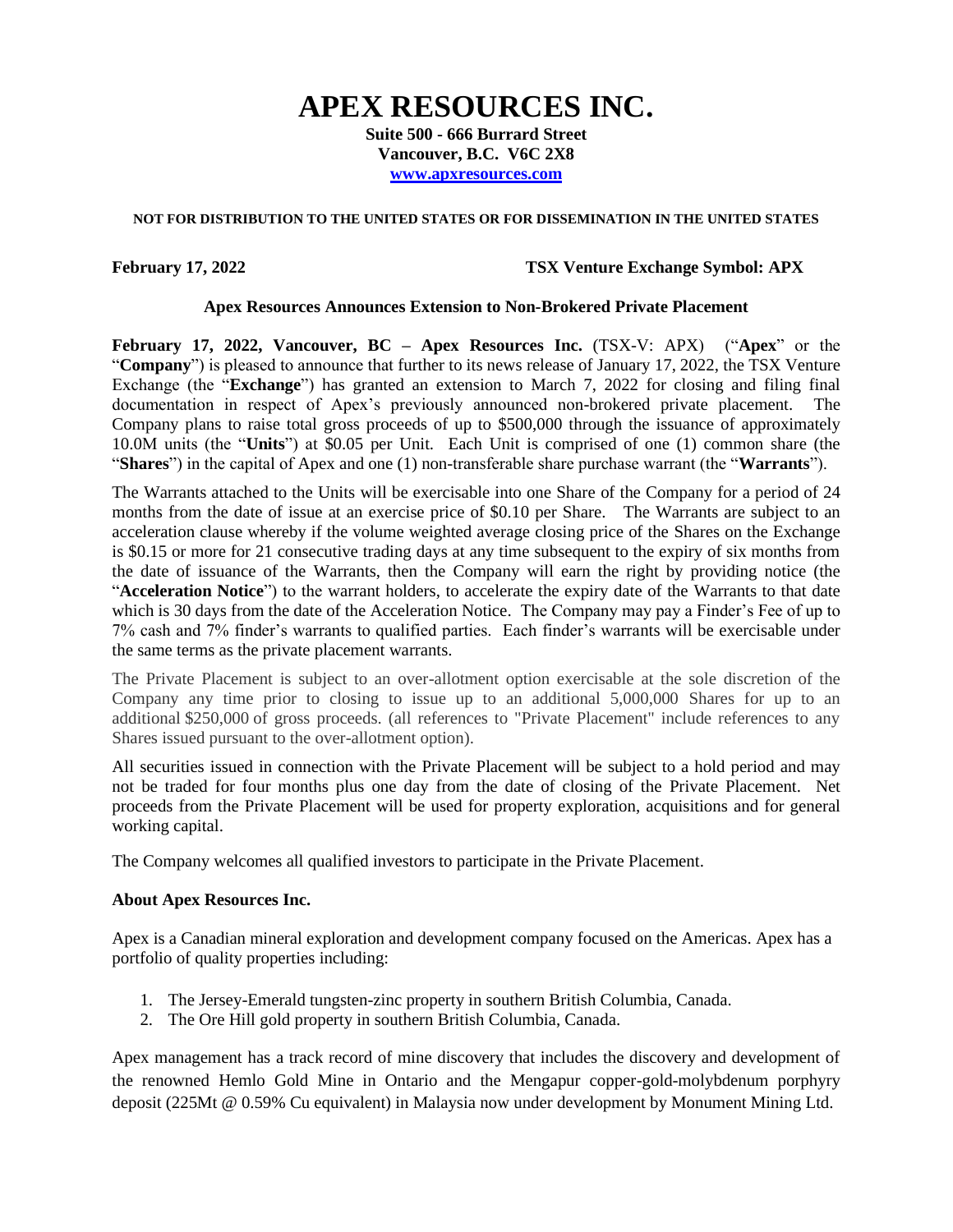# APEX RESOURCES INC.

**Suite 500 - 666 Burrard Street**
**Vancouver, B.C. V6C 2X8**
**www.apxresources.com**

**NOT FOR DISTRIBUTION TO THE UNITED STATES OR FOR DISSEMINATION IN THE UNITED STATES**

**February 17, 2022** **TSX Venture Exchange Symbol: APX**

**Apex Resources Announces Extension to Non-Brokered Private Placement**

**February 17, 2022, Vancouver, BC – Apex Resources Inc.** (TSX-V: APX) ("**Apex**" or the "**Company**") is pleased to announce that further to its news release of January 17, 2022, the TSX Venture Exchange (the "**Exchange**") has granted an extension to March 7, 2022 for closing and filing final documentation in respect of Apex's previously announced non-brokered private placement. The Company plans to raise total gross proceeds of up to $500,000 through the issuance of approximately 10.0M units (the "**Units**") at $0.05 per Unit. Each Unit is comprised of one (1) common share (the "**Shares**") in the capital of Apex and one (1) non-transferable share purchase warrant (the "**Warrants**").

The Warrants attached to the Units will be exercisable into one Share of the Company for a period of 24 months from the date of issue at an exercise price of $0.10 per Share. The Warrants are subject to an acceleration clause whereby if the volume weighted average closing price of the Shares on the Exchange is $0.15 or more for 21 consecutive trading days at any time subsequent to the expiry of six months from the date of issuance of the Warrants, then the Company will earn the right by providing notice (the "**Acceleration Notice**") to the warrant holders, to accelerate the expiry date of the Warrants to that date which is 30 days from the date of the Acceleration Notice. The Company may pay a Finder's Fee of up to 7% cash and 7% finder's warrants to qualified parties. Each finder's warrants will be exercisable under the same terms as the private placement warrants.

The Private Placement is subject to an over-allotment option exercisable at the sole discretion of the Company any time prior to closing to issue up to an additional 5,000,000 Shares for up to an additional $250,000 of gross proceeds. (all references to "Private Placement" include references to any Shares issued pursuant to the over-allotment option).

All securities issued in connection with the Private Placement will be subject to a hold period and may not be traded for four months plus one day from the date of closing of the Private Placement. Net proceeds from the Private Placement will be used for property exploration, acquisitions and for general working capital.

The Company welcomes all qualified investors to participate in the Private Placement.

**About Apex Resources Inc.**

Apex is a Canadian mineral exploration and development company focused on the Americas. Apex has a portfolio of quality properties including:

1. The Jersey-Emerald tungsten-zinc property in southern British Columbia, Canada.
2. The Ore Hill gold property in southern British Columbia, Canada.

Apex management has a track record of mine discovery that includes the discovery and development of the renowned Hemlo Gold Mine in Ontario and the Mengapur copper-gold-molybdenum porphyry deposit (225Mt @ 0.59% Cu equivalent) in Malaysia now under development by Monument Mining Ltd.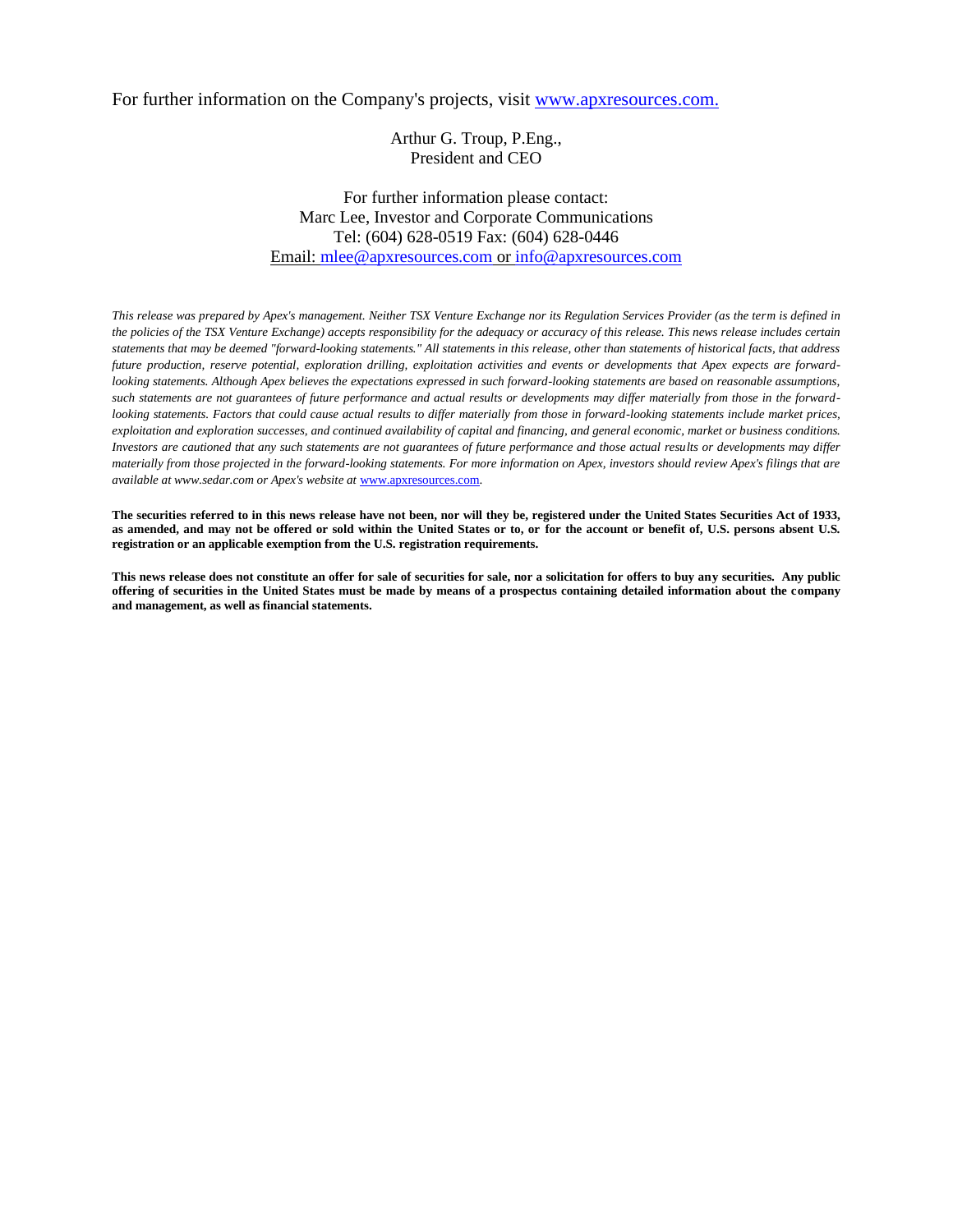For further information on the Company's projects, visit www.apxresources.com.

Arthur G. Troup, P.Eng.,
President and CEO

For further information please contact:
Marc Lee, Investor and Corporate Communications
Tel: (604) 628-0519 Fax: (604) 628-0446
Email: mlee@apxresources.com or info@apxresources.com

*This release was prepared by Apex's management. Neither TSX Venture Exchange nor its Regulation Services Provider (as the term is defined in the policies of the TSX Venture Exchange) accepts responsibility for the adequacy or accuracy of this release. This news release includes certain statements that may be deemed "forward-looking statements." All statements in this release, other than statements of historical facts, that address future production, reserve potential, exploration drilling, exploitation activities and events or developments that Apex expects are forward-looking statements. Although Apex believes the expectations expressed in such forward-looking statements are based on reasonable assumptions, such statements are not guarantees of future performance and actual results or developments may differ materially from those in the forward-looking statements. Factors that could cause actual results to differ materially from those in forward-looking statements include market prices, exploitation and exploration successes, and continued availability of capital and financing, and general economic, market or business conditions. Investors are cautioned that any such statements are not guarantees of future performance and those actual results or developments may differ materially from those projected in the forward-looking statements. For more information on Apex, investors should review Apex's filings that are available at www.sedar.com or Apex's website at* www.apxresources.com.

**The securities referred to in this news release have not been, nor will they be, registered under the United States Securities Act of 1933, as amended, and may not be offered or sold within the United States or to, or for the account or benefit of, U.S. persons absent U.S. registration or an applicable exemption from the U.S. registration requirements.**

**This news release does not constitute an offer for sale of securities for sale, nor a solicitation for offers to buy any securities. Any public offering of securities in the United States must be made by means of a prospectus containing detailed information about the company and management, as well as financial statements.**